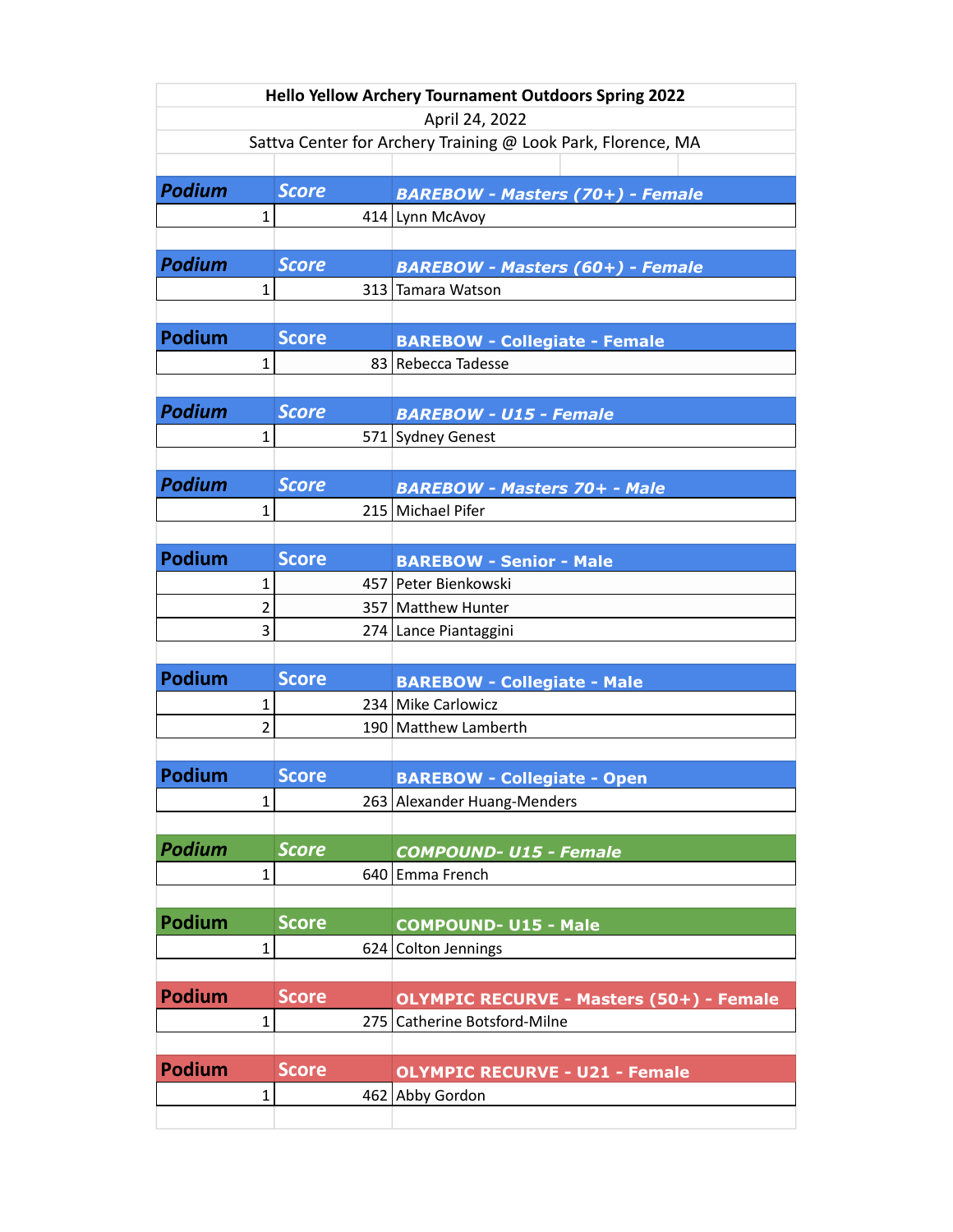**Hello Yellow Archery Tournament Outdoors Spring 2022**

April 24, 2022

Sattva Center for Archery Training @ Look Park, Florence, MA

| Podium | Score | BAREBOW - Masters (70+) - Female |
|---|---|---|
| 1 | 414 | Lynn McAvoy |

| Podium | Score | BAREBOW - Masters (60+) - Female |
|---|---|---|
| 1 | 313 | Tamara Watson |

| Podium | Score | BAREBOW - Collegiate - Female |
|---|---|---|
| 1 | 83 | Rebecca Tadesse |

| Podium | Score | BAREBOW - U15 - Female |
|---|---|---|
| 1 | 571 | Sydney Genest |

| Podium | Score | BAREBOW - Masters 70+ - Male |
|---|---|---|
| 1 | 215 | Michael Pifer |

| Podium | Score | BAREBOW - Senior - Male |
|---|---|---|
| 1 | 457 | Peter Bienkowski |
| 2 | 357 | Matthew Hunter |
| 3 | 274 | Lance Piantaggini |

| Podium | Score | BAREBOW - Collegiate - Male |
|---|---|---|
| 1 | 234 | Mike Carlowicz |
| 2 | 190 | Matthew Lamberth |

| Podium | Score | BAREBOW - Collegiate - Open |
|---|---|---|
| 1 | 263 | Alexander Huang-Menders |

| Podium | Score | COMPOUND- U15 - Female |
|---|---|---|
| 1 | 640 | Emma French |

| Podium | Score | COMPOUND- U15 - Male |
|---|---|---|
| 1 | 624 | Colton Jennings |

| Podium | Score | OLYMPIC RECURVE - Masters (50+) - Female |
|---|---|---|
| 1 | 275 | Catherine Botsford-Milne |

| Podium | Score | OLYMPIC RECURVE - U21 - Female |
|---|---|---|
| 1 | 462 | Abby Gordon |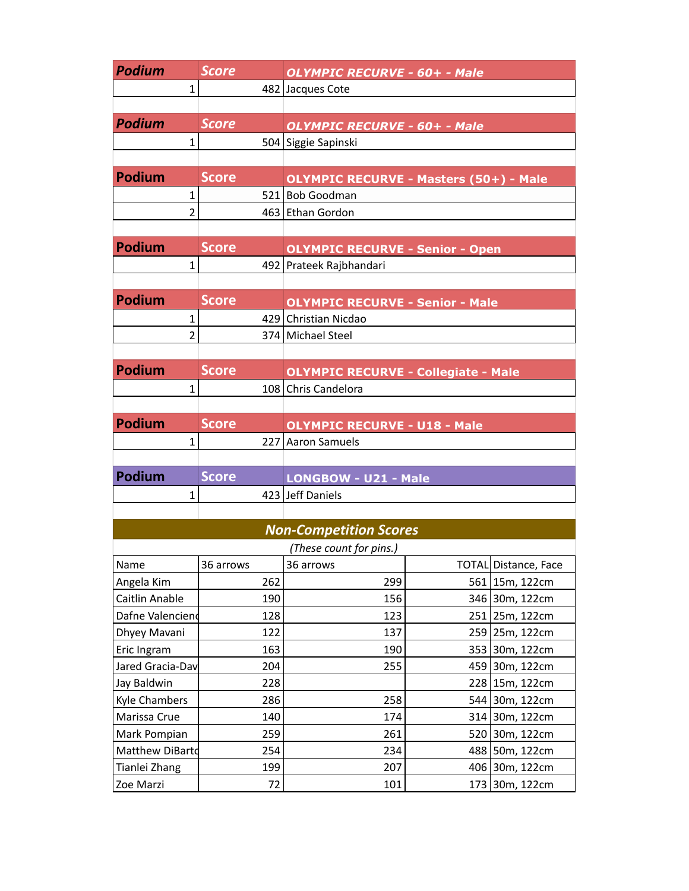| Podium | Score | OLYMPIC RECURVE - 60+ - Male |
|---|---|---|
| 1 | 482 | Jacques Cote |

| Podium | Score | OLYMPIC RECURVE - 60+ - Male |
|---|---|---|
| 1 | 504 | Siggie Sapinski |

| Podium | Score | OLYMPIC RECURVE - Masters (50+) - Male |
|---|---|---|
| 1 | 521 | Bob Goodman |
| 2 | 463 | Ethan Gordon |

| Podium | Score | OLYMPIC RECURVE - Senior - Open |
|---|---|---|
| 1 | 492 | Prateek Rajbhandari |

| Podium | Score | OLYMPIC RECURVE - Senior - Male |
|---|---|---|
| 1 | 429 | Christian Nicdao |
| 2 | 374 | Michael Steel |

| Podium | Score | OLYMPIC RECURVE - Collegiate - Male |
|---|---|---|
| 1 | 108 | Chris Candelora |

| Podium | Score | OLYMPIC RECURVE - U18 - Male |
|---|---|---|
| 1 | 227 | Aaron Samuels |

| Podium | Score | LONGBOW - U21 - Male |
|---|---|---|
| 1 | 423 | Jeff Daniels |

## *Non-Competition Scores*

*(These count for pins.)*

| Name | 36 arrows | 36 arrows | TOTAL | Distance, Face |
|---|---|---|---|---|
| Angela Kim | 262 | 299 | 561 | 15m, 122cm |
| Caitlin Anable | 190 | 156 | 346 | 30m, 122cm |
| Dafne Valencienc | 128 | 123 | 251 | 25m, 122cm |
| Dhyey Mavani | 122 | 137 | 259 | 25m, 122cm |
| Eric Ingram | 163 | 190 | 353 | 30m, 122cm |
| Jared Gracia-Dav | 204 | 255 | 459 | 30m, 122cm |
| Jay Baldwin | 228 | | 228 | 15m, 122cm |
| Kyle Chambers | 286 | 258 | 544 | 30m, 122cm |
| Marissa Crue | 140 | 174 | 314 | 30m, 122cm |
| Mark Pompian | 259 | 261 | 520 | 30m, 122cm |
| Matthew DiBarto | 254 | 234 | 488 | 50m, 122cm |
| Tianlei Zhang | 199 | 207 | 406 | 30m, 122cm |
| Zoe Marzi | 72 | 101 | 173 | 30m, 122cm |